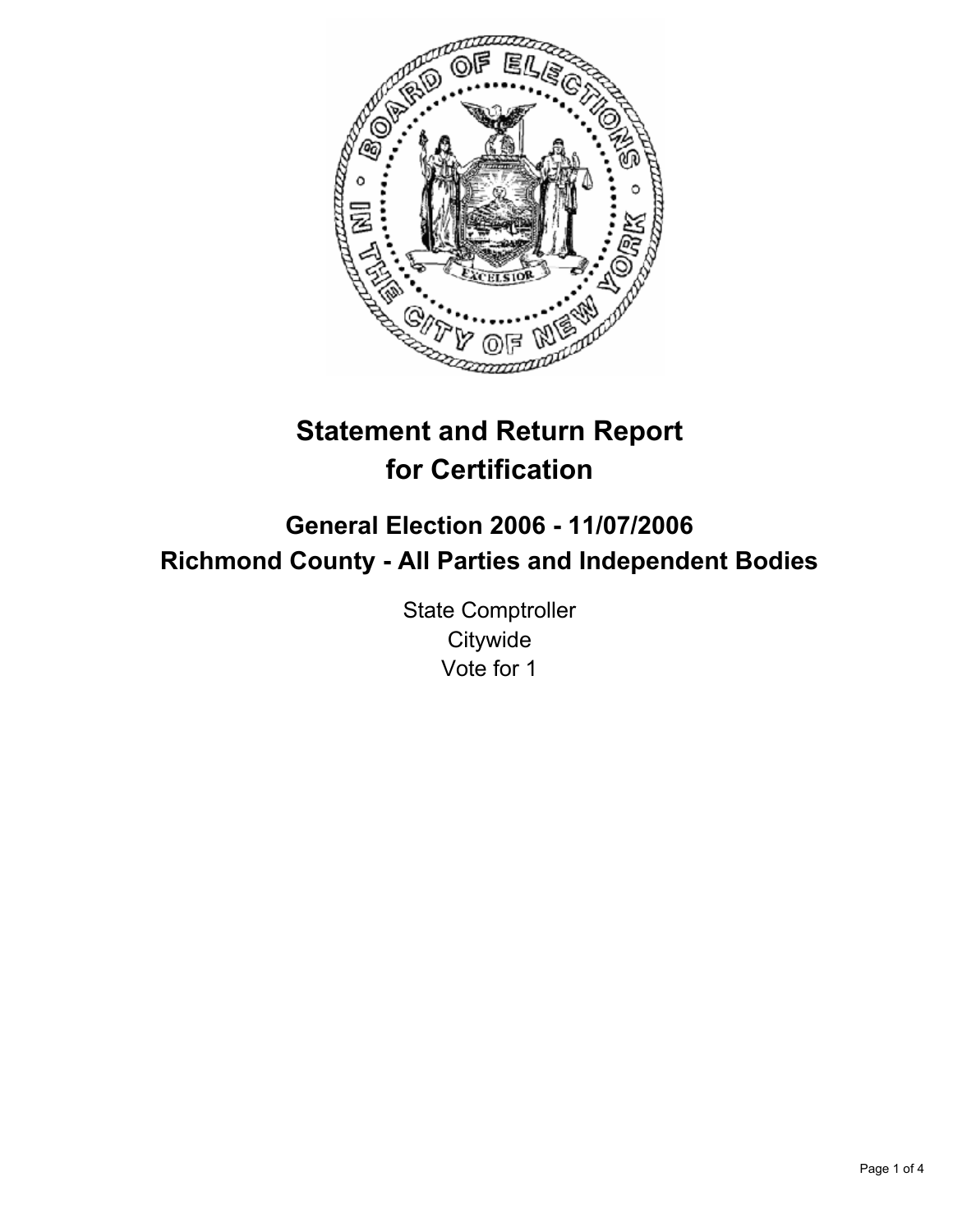# Statement and Return Report for Certification

## General Election 2006 - 11/07/2006
## Richmond County - All Parties and Independent Bodies

State Comptroller
Citywide
Vote for 1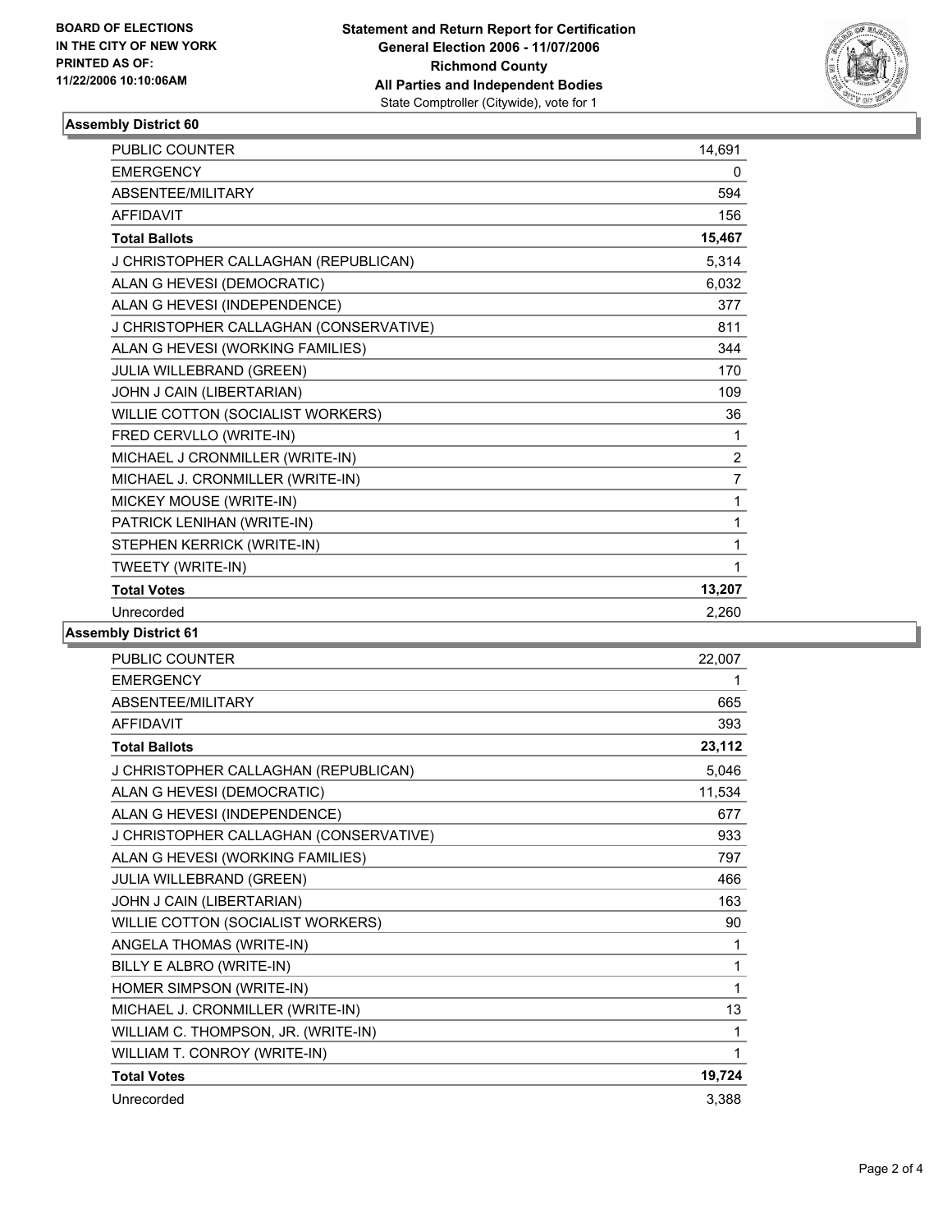**BOARD OF ELECTIONS IN THE CITY OF NEW YORK PRINTED AS OF: 11/22/2006 10:10:06AM**

# Statement and Return Report for Certification
## General Election 2006 - 11/07/2006
## Richmond County
## All Parties and Independent Bodies
State Comptroller (Citywide), vote for 1

### Assembly District 60

| | |
|---|---|
| PUBLIC COUNTER | 14,691 |
| EMERGENCY | 0 |
| ABSENTEE/MILITARY | 594 |
| AFFIDAVIT | 156 |
| **Total Ballots** | **15,467** |
| J CHRISTOPHER CALLAGHAN (REPUBLICAN) | 5,314 |
| ALAN G HEVESI (DEMOCRATIC) | 6,032 |
| ALAN G HEVESI (INDEPENDENCE) | 377 |
| J CHRISTOPHER CALLAGHAN (CONSERVATIVE) | 811 |
| ALAN G HEVESI (WORKING FAMILIES) | 344 |
| JULIA WILLEBRAND (GREEN) | 170 |
| JOHN J CAIN (LIBERTARIAN) | 109 |
| WILLIE COTTON (SOCIALIST WORKERS) | 36 |
| FRED CERVLLO (WRITE-IN) | 1 |
| MICHAEL J CRONMILLER (WRITE-IN) | 2 |
| MICHAEL J. CRONMILLER (WRITE-IN) | 7 |
| MICKEY MOUSE (WRITE-IN) | 1 |
| PATRICK LENIHAN (WRITE-IN) | 1 |
| STEPHEN KERRICK (WRITE-IN) | 1 |
| TWEETY (WRITE-IN) | 1 |
| **Total Votes** | **13,207** |
| Unrecorded | 2,260 |

### Assembly District 61

| | |
|---|---|
| PUBLIC COUNTER | 22,007 |
| EMERGENCY | 1 |
| ABSENTEE/MILITARY | 665 |
| AFFIDAVIT | 393 |
| **Total Ballots** | **23,112** |
| J CHRISTOPHER CALLAGHAN (REPUBLICAN) | 5,046 |
| ALAN G HEVESI (DEMOCRATIC) | 11,534 |
| ALAN G HEVESI (INDEPENDENCE) | 677 |
| J CHRISTOPHER CALLAGHAN (CONSERVATIVE) | 933 |
| ALAN G HEVESI (WORKING FAMILIES) | 797 |
| JULIA WILLEBRAND (GREEN) | 466 |
| JOHN J CAIN (LIBERTARIAN) | 163 |
| WILLIE COTTON (SOCIALIST WORKERS) | 90 |
| ANGELA THOMAS (WRITE-IN) | 1 |
| BILLY E ALBRO (WRITE-IN) | 1 |
| HOMER SIMPSON (WRITE-IN) | 1 |
| MICHAEL J. CRONMILLER (WRITE-IN) | 13 |
| WILLIAM C. THOMPSON, JR. (WRITE-IN) | 1 |
| WILLIAM T. CONROY (WRITE-IN) | 1 |
| **Total Votes** | **19,724** |
| Unrecorded | 3,388 |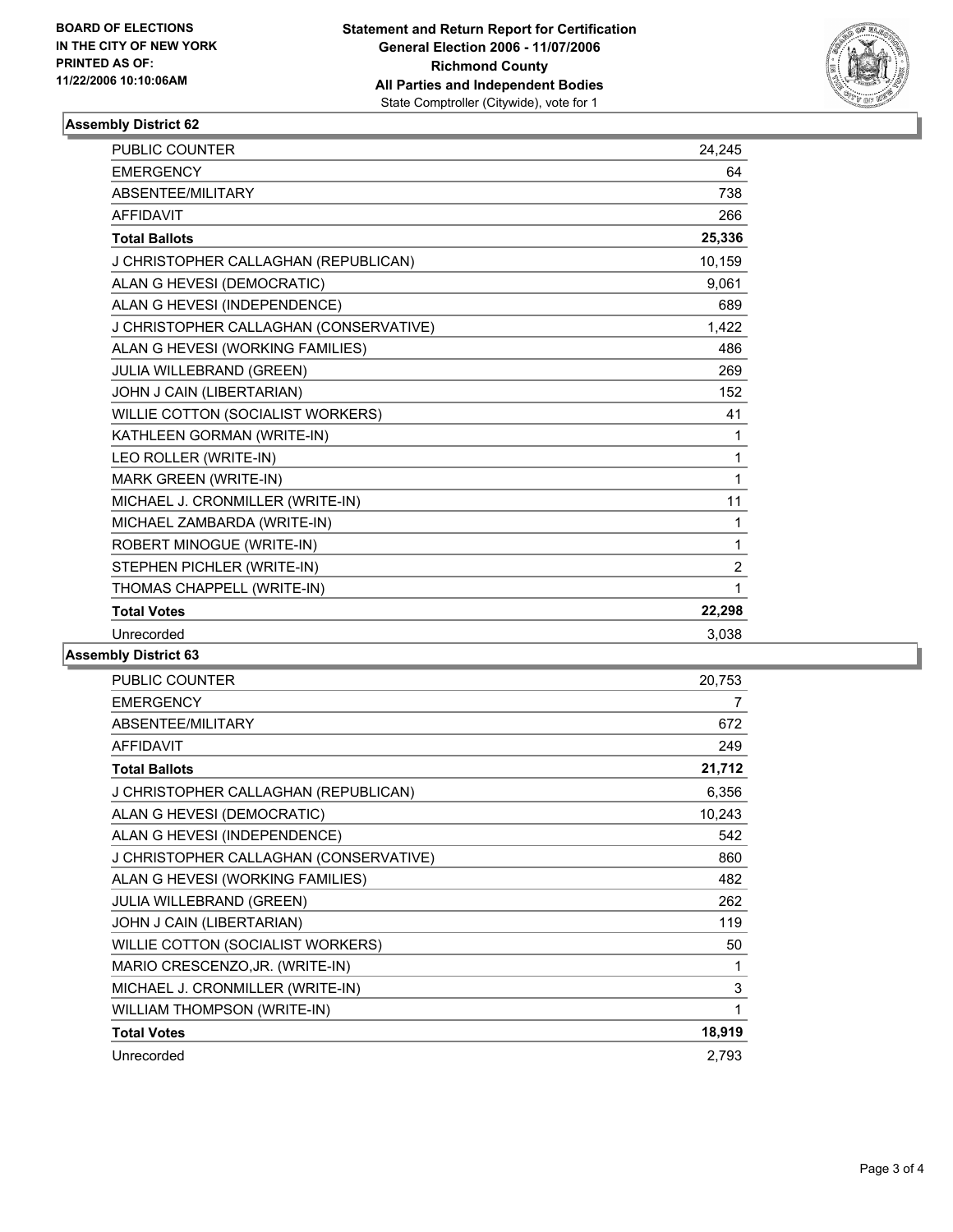BOARD OF ELECTIONS IN THE CITY OF NEW YORK
PRINTED AS OF: 11/22/2006 10:10:06AM

**Statement and Return Report for Certification**
**General Election 2006 - 11/07/2006**
**Richmond County**
**All Parties and Independent Bodies**
State Comptroller (Citywide), vote for 1

## Assembly District 62

| | |
|---|---|
| PUBLIC COUNTER | 24,245 |
| EMERGENCY | 64 |
| ABSENTEE/MILITARY | 738 |
| AFFIDAVIT | 266 |
| **Total Ballots** | **25,336** |
| J CHRISTOPHER CALLAGHAN (REPUBLICAN) | 10,159 |
| ALAN G HEVESI (DEMOCRATIC) | 9,061 |
| ALAN G HEVESI (INDEPENDENCE) | 689 |
| J CHRISTOPHER CALLAGHAN (CONSERVATIVE) | 1,422 |
| ALAN G HEVESI (WORKING FAMILIES) | 486 |
| JULIA WILLEBRAND (GREEN) | 269 |
| JOHN J CAIN (LIBERTARIAN) | 152 |
| WILLIE COTTON (SOCIALIST WORKERS) | 41 |
| KATHLEEN GORMAN (WRITE-IN) | 1 |
| LEO ROLLER (WRITE-IN) | 1 |
| MARK GREEN (WRITE-IN) | 1 |
| MICHAEL J. CRONMILLER (WRITE-IN) | 11 |
| MICHAEL ZAMBARDA (WRITE-IN) | 1 |
| ROBERT MINOGUE (WRITE-IN) | 1 |
| STEPHEN PICHLER (WRITE-IN) | 2 |
| THOMAS CHAPPELL (WRITE-IN) | 1 |
| **Total Votes** | **22,298** |
| Unrecorded | 3,038 |

## Assembly District 63

| | |
|---|---|
| PUBLIC COUNTER | 20,753 |
| EMERGENCY | 7 |
| ABSENTEE/MILITARY | 672 |
| AFFIDAVIT | 249 |
| **Total Ballots** | **21,712** |
| J CHRISTOPHER CALLAGHAN (REPUBLICAN) | 6,356 |
| ALAN G HEVESI (DEMOCRATIC) | 10,243 |
| ALAN G HEVESI (INDEPENDENCE) | 542 |
| J CHRISTOPHER CALLAGHAN (CONSERVATIVE) | 860 |
| ALAN G HEVESI (WORKING FAMILIES) | 482 |
| JULIA WILLEBRAND (GREEN) | 262 |
| JOHN J CAIN (LIBERTARIAN) | 119 |
| WILLIE COTTON (SOCIALIST WORKERS) | 50 |
| MARIO CRESCENZO,JR. (WRITE-IN) | 1 |
| MICHAEL J. CRONMILLER (WRITE-IN) | 3 |
| WILLIAM THOMPSON (WRITE-IN) | 1 |
| **Total Votes** | **18,919** |
| Unrecorded | 2,793 |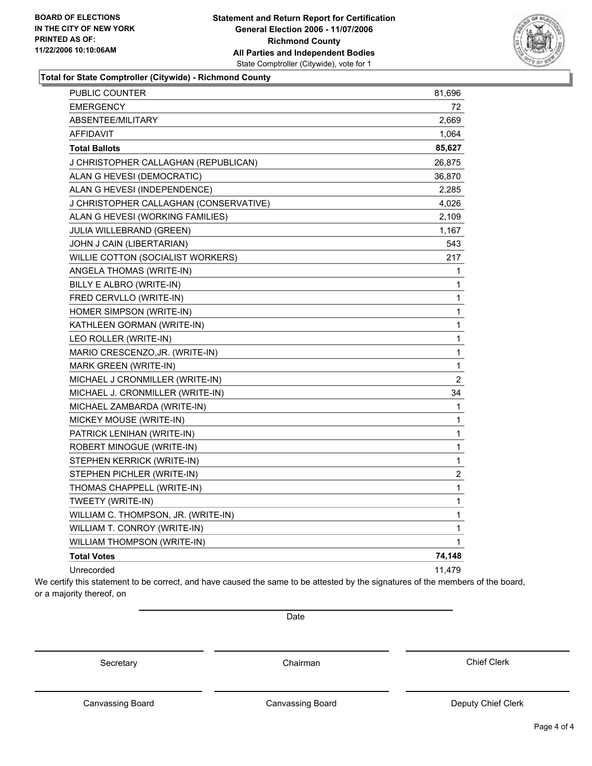**BOARD OF ELECTIONS IN THE CITY OF NEW YORK**
**PRINTED AS OF: 11/22/2006 10:10:06AM**

**Statement and Return Report for Certification**
**General Election 2006 - 11/07/2006**
**Richmond County**
**All Parties and Independent Bodies**
State Comptroller (Citywide), vote for 1

**Total for State Comptroller (Citywide) - Richmond County**

| | |
|---|---|
| PUBLIC COUNTER | 81,696 |
| EMERGENCY | 72 |
| ABSENTEE/MILITARY | 2,669 |
| AFFIDAVIT | 1,064 |
| **Total Ballots** | **85,627** |
| J CHRISTOPHER CALLAGHAN (REPUBLICAN) | 26,875 |
| ALAN G HEVESI (DEMOCRATIC) | 36,870 |
| ALAN G HEVESI (INDEPENDENCE) | 2,285 |
| J CHRISTOPHER CALLAGHAN (CONSERVATIVE) | 4,026 |
| ALAN G HEVESI (WORKING FAMILIES) | 2,109 |
| JULIA WILLEBRAND (GREEN) | 1,167 |
| JOHN J CAIN (LIBERTARIAN) | 543 |
| WILLIE COTTON (SOCIALIST WORKERS) | 217 |
| ANGELA THOMAS (WRITE-IN) | 1 |
| BILLY E ALBRO (WRITE-IN) | 1 |
| FRED CERVLLO (WRITE-IN) | 1 |
| HOMER SIMPSON (WRITE-IN) | 1 |
| KATHLEEN GORMAN (WRITE-IN) | 1 |
| LEO ROLLER (WRITE-IN) | 1 |
| MARIO CRESCENZO,JR. (WRITE-IN) | 1 |
| MARK GREEN (WRITE-IN) | 1 |
| MICHAEL J CRONMILLER (WRITE-IN) | 2 |
| MICHAEL J. CRONMILLER (WRITE-IN) | 34 |
| MICHAEL ZAMBARDA (WRITE-IN) | 1 |
| MICKEY MOUSE (WRITE-IN) | 1 |
| PATRICK LENIHAN (WRITE-IN) | 1 |
| ROBERT MINOGUE (WRITE-IN) | 1 |
| STEPHEN KERRICK (WRITE-IN) | 1 |
| STEPHEN PICHLER (WRITE-IN) | 2 |
| THOMAS CHAPPELL (WRITE-IN) | 1 |
| TWEETY (WRITE-IN) | 1 |
| WILLIAM C. THOMPSON, JR. (WRITE-IN) | 1 |
| WILLIAM T. CONROY (WRITE-IN) | 1 |
| WILLIAM THOMPSON (WRITE-IN) | 1 |
| **Total Votes** | **74,148** |
| Unrecorded | 11,479 |

We certify this statement to be correct, and have caused the same to be attested by the signatures of the members of the board, or a majority thereof, on

Date

Secretary | Chairman | Chief Clerk

Canvassing Board | Canvassing Board | Deputy Chief Clerk